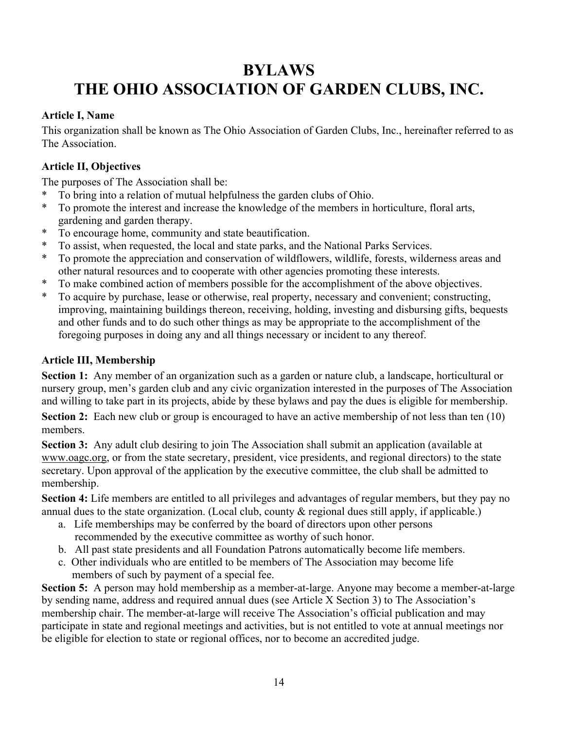# BYLAWS
# THE OHIO ASSOCIATION OF GARDEN CLUBS, INC.

### Article I, Name

This organization shall be known as The Ohio Association of Garden Clubs, Inc., hereinafter referred to as The Association.

### Article II, Objectives

The purposes of The Association shall be:

* To bring into a relation of mutual helpfulness the garden clubs of Ohio.
* To promote the interest and increase the knowledge of the members in horticulture, floral arts, gardening and garden therapy.
* To encourage home, community and state beautification.
* To assist, when requested, the local and state parks, and the National Parks Services.
* To promote the appreciation and conservation of wildflowers, wildlife, forests, wilderness areas and other natural resources and to cooperate with other agencies promoting these interests.
* To make combined action of members possible for the accomplishment of the above objectives.
* To acquire by purchase, lease or otherwise, real property, necessary and convenient; constructing, improving, maintaining buildings thereon, receiving, holding, investing and disbursing gifts, bequests and other funds and to do such other things as may be appropriate to the accomplishment of the foregoing purposes in doing any and all things necessary or incident to any thereof.

### Article III, Membership

**Section 1:** Any member of an organization such as a garden or nature club, a landscape, horticultural or nursery group, men's garden club and any civic organization interested in the purposes of The Association and willing to take part in its projects, abide by these bylaws and pay the dues is eligible for membership.

**Section 2:** Each new club or group is encouraged to have an active membership of not less than ten (10) members.

**Section 3:** Any adult club desiring to join The Association shall submit an application (available at www.oagc.org, or from the state secretary, president, vice presidents, and regional directors) to the state secretary. Upon approval of the application by the executive committee, the club shall be admitted to membership.

**Section 4:** Life members are entitled to all privileges and advantages of regular members, but they pay no annual dues to the state organization. (Local club, county & regional dues still apply, if applicable.)

a. Life memberships may be conferred by the board of directors upon other persons recommended by the executive committee as worthy of such honor.
b. All past state presidents and all Foundation Patrons automatically become life members.
c. Other individuals who are entitled to be members of The Association may become life members of such by payment of a special fee.

**Section 5:** A person may hold membership as a member-at-large. Anyone may become a member-at-large by sending name, address and required annual dues (see Article X Section 3) to The Association's membership chair. The member-at-large will receive The Association's official publication and may participate in state and regional meetings and activities, but is not entitled to vote at annual meetings nor be eligible for election to state or regional offices, nor to become an accredited judge.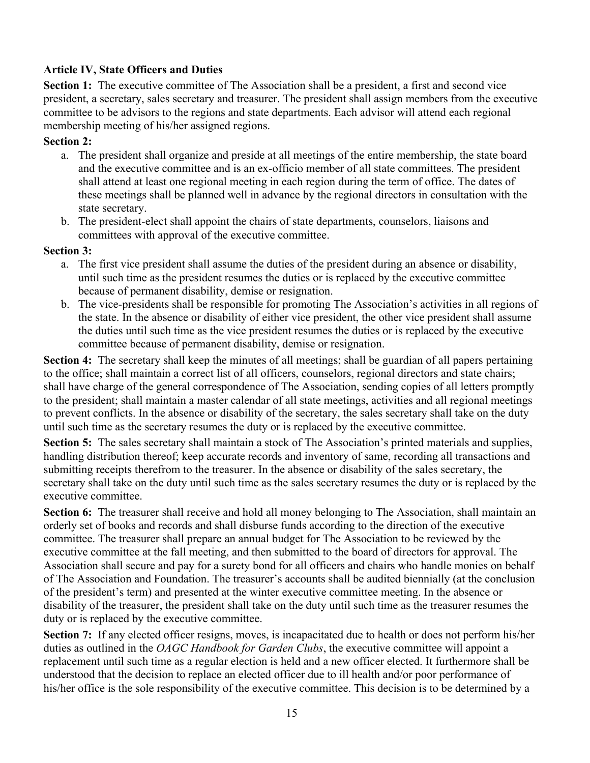### Article IV, State Officers and Duties

**Section 1:** The executive committee of The Association shall be a president, a first and second vice president, a secretary, sales secretary and treasurer. The president shall assign members from the executive committee to be advisors to the regions and state departments. Each advisor will attend each regional membership meeting of his/her assigned regions.

**Section 2:**

a. The president shall organize and preside at all meetings of the entire membership, the state board and the executive committee and is an ex-officio member of all state committees. The president shall attend at least one regional meeting in each region during the term of office. The dates of these meetings shall be planned well in advance by the regional directors in consultation with the state secretary.

b. The president-elect shall appoint the chairs of state departments, counselors, liaisons and committees with approval of the executive committee.

**Section 3:**

a. The first vice president shall assume the duties of the president during an absence or disability, until such time as the president resumes the duties or is replaced by the executive committee because of permanent disability, demise or resignation.

b. The vice-presidents shall be responsible for promoting The Association's activities in all regions of the state. In the absence or disability of either vice president, the other vice president shall assume the duties until such time as the vice president resumes the duties or is replaced by the executive committee because of permanent disability, demise or resignation.

**Section 4:** The secretary shall keep the minutes of all meetings; shall be guardian of all papers pertaining to the office; shall maintain a correct list of all officers, counselors, regional directors and state chairs; shall have charge of the general correspondence of The Association, sending copies of all letters promptly to the president; shall maintain a master calendar of all state meetings, activities and all regional meetings to prevent conflicts. In the absence or disability of the secretary, the sales secretary shall take on the duty until such time as the secretary resumes the duty or is replaced by the executive committee.

**Section 5:** The sales secretary shall maintain a stock of The Association's printed materials and supplies, handling distribution thereof; keep accurate records and inventory of same, recording all transactions and submitting receipts therefrom to the treasurer. In the absence or disability of the sales secretary, the secretary shall take on the duty until such time as the sales secretary resumes the duty or is replaced by the executive committee.

**Section 6:** The treasurer shall receive and hold all money belonging to The Association, shall maintain an orderly set of books and records and shall disburse funds according to the direction of the executive committee. The treasurer shall prepare an annual budget for The Association to be reviewed by the executive committee at the fall meeting, and then submitted to the board of directors for approval. The Association shall secure and pay for a surety bond for all officers and chairs who handle monies on behalf of The Association and Foundation. The treasurer's accounts shall be audited biennially (at the conclusion of the president's term) and presented at the winter executive committee meeting. In the absence or disability of the treasurer, the president shall take on the duty until such time as the treasurer resumes the duty or is replaced by the executive committee.

**Section 7:** If any elected officer resigns, moves, is incapacitated due to health or does not perform his/her duties as outlined in the *OAGC Handbook for Garden Clubs*, the executive committee will appoint a replacement until such time as a regular election is held and a new officer elected. It furthermore shall be understood that the decision to replace an elected officer due to ill health and/or poor performance of his/her office is the sole responsibility of the executive committee. This decision is to be determined by a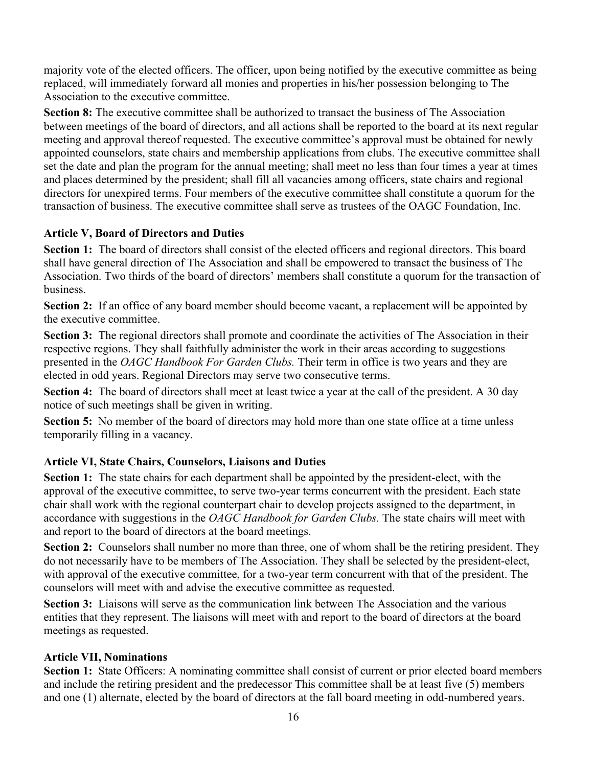majority vote of the elected officers. The officer, upon being notified by the executive committee as being replaced, will immediately forward all monies and properties in his/her possession belonging to The Association to the executive committee.

**Section 8:** The executive committee shall be authorized to transact the business of The Association between meetings of the board of directors, and all actions shall be reported to the board at its next regular meeting and approval thereof requested. The executive committee's approval must be obtained for newly appointed counselors, state chairs and membership applications from clubs. The executive committee shall set the date and plan the program for the annual meeting; shall meet no less than four times a year at times and places determined by the president; shall fill all vacancies among officers, state chairs and regional directors for unexpired terms. Four members of the executive committee shall constitute a quorum for the transaction of business. The executive committee shall serve as trustees of the OAGC Foundation, Inc.

### Article V, Board of Directors and Duties

**Section 1:** The board of directors shall consist of the elected officers and regional directors. This board shall have general direction of The Association and shall be empowered to transact the business of The Association. Two thirds of the board of directors' members shall constitute a quorum for the transaction of business.

**Section 2:** If an office of any board member should become vacant, a replacement will be appointed by the executive committee.

**Section 3:** The regional directors shall promote and coordinate the activities of The Association in their respective regions. They shall faithfully administer the work in their areas according to suggestions presented in the *OAGC Handbook For Garden Clubs.* Their term in office is two years and they are elected in odd years. Regional Directors may serve two consecutive terms.

**Section 4:** The board of directors shall meet at least twice a year at the call of the president. A 30 day notice of such meetings shall be given in writing.

**Section 5:** No member of the board of directors may hold more than one state office at a time unless temporarily filling in a vacancy.

### Article VI, State Chairs, Counselors, Liaisons and Duties

**Section 1:** The state chairs for each department shall be appointed by the president-elect, with the approval of the executive committee, to serve two-year terms concurrent with the president. Each state chair shall work with the regional counterpart chair to develop projects assigned to the department, in accordance with suggestions in the *OAGC Handbook for Garden Clubs.* The state chairs will meet with and report to the board of directors at the board meetings.

**Section 2:** Counselors shall number no more than three, one of whom shall be the retiring president. They do not necessarily have to be members of The Association. They shall be selected by the president-elect, with approval of the executive committee, for a two-year term concurrent with that of the president. The counselors will meet with and advise the executive committee as requested.

**Section 3:** Liaisons will serve as the communication link between The Association and the various entities that they represent. The liaisons will meet with and report to the board of directors at the board meetings as requested.

### Article VII, Nominations

**Section 1:** State Officers: A nominating committee shall consist of current or prior elected board members and include the retiring president and the predecessor This committee shall be at least five (5) members and one (1) alternate, elected by the board of directors at the fall board meeting in odd-numbered years.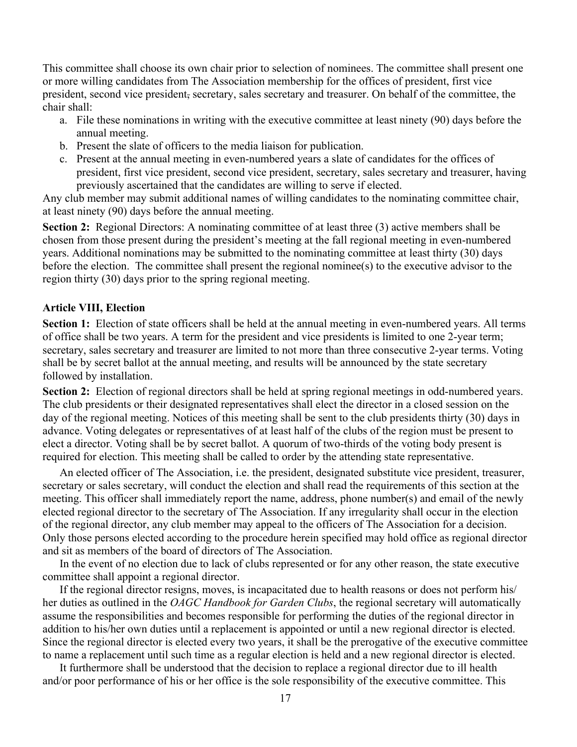This committee shall choose its own chair prior to selection of nominees. The committee shall present one or more willing candidates from The Association membership for the offices of president, first vice president, second vice president, secretary, sales secretary and treasurer. On behalf of the committee, the chair shall:

a. File these nominations in writing with the executive committee at least ninety (90) days before the annual meeting.
b. Present the slate of officers to the media liaison for publication.
c. Present at the annual meeting in even-numbered years a slate of candidates for the offices of president, first vice president, second vice president, secretary, sales secretary and treasurer, having previously ascertained that the candidates are willing to serve if elected.

Any club member may submit additional names of willing candidates to the nominating committee chair, at least ninety (90) days before the annual meeting.

**Section 2:** Regional Directors: A nominating committee of at least three (3) active members shall be chosen from those present during the president's meeting at the fall regional meeting in even-numbered years. Additional nominations may be submitted to the nominating committee at least thirty (30) days before the election. The committee shall present the regional nominee(s) to the executive advisor to the region thirty (30) days prior to the spring regional meeting.

### Article VIII, Election

**Section 1:** Election of state officers shall be held at the annual meeting in even-numbered years. All terms of office shall be two years. A term for the president and vice presidents is limited to one 2-year term; secretary, sales secretary and treasurer are limited to not more than three consecutive 2-year terms. Voting shall be by secret ballot at the annual meeting, and results will be announced by the state secretary followed by installation.

**Section 2:** Election of regional directors shall be held at spring regional meetings in odd-numbered years. The club presidents or their designated representatives shall elect the director in a closed session on the day of the regional meeting. Notices of this meeting shall be sent to the club presidents thirty (30) days in advance. Voting delegates or representatives of at least half of the clubs of the region must be present to elect a director. Voting shall be by secret ballot. A quorum of two-thirds of the voting body present is required for election. This meeting shall be called to order by the attending state representative.

An elected officer of The Association, i.e. the president, designated substitute vice president, treasurer, secretary or sales secretary, will conduct the election and shall read the requirements of this section at the meeting. This officer shall immediately report the name, address, phone number(s) and email of the newly elected regional director to the secretary of The Association. If any irregularity shall occur in the election of the regional director, any club member may appeal to the officers of The Association for a decision. Only those persons elected according to the procedure herein specified may hold office as regional director and sit as members of the board of directors of The Association.

In the event of no election due to lack of clubs represented or for any other reason, the state executive committee shall appoint a regional director.

If the regional director resigns, moves, is incapacitated due to health reasons or does not perform his/her duties as outlined in the *OAGC Handbook for Garden Clubs*, the regional secretary will automatically assume the responsibilities and becomes responsible for performing the duties of the regional director in addition to his/her own duties until a replacement is appointed or until a new regional director is elected. Since the regional director is elected every two years, it shall be the prerogative of the executive committee to name a replacement until such time as a regular election is held and a new regional director is elected.

It furthermore shall be understood that the decision to replace a regional director due to ill health and/or poor performance of his or her office is the sole responsibility of the executive committee. This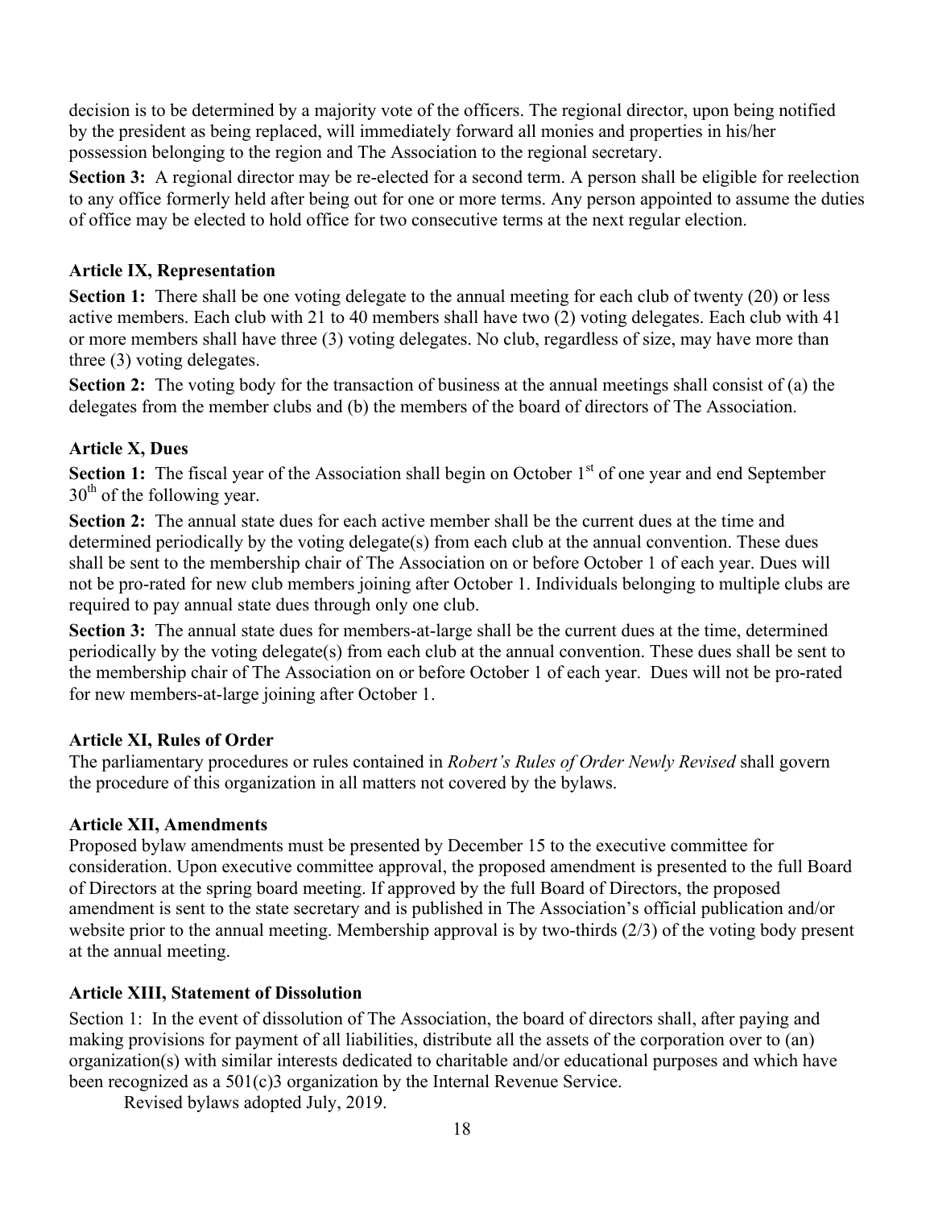decision is to be determined by a majority vote of the officers. The regional director, upon being notified by the president as being replaced, will immediately forward all monies and properties in his/her possession belonging to the region and The Association to the regional secretary.

**Section 3:** A regional director may be re-elected for a second term. A person shall be eligible for reelection to any office formerly held after being out for one or more terms. Any person appointed to assume the duties of office may be elected to hold office for two consecutive terms at the next regular election.

### Article IX, Representation

**Section 1:** There shall be one voting delegate to the annual meeting for each club of twenty (20) or less active members. Each club with 21 to 40 members shall have two (2) voting delegates. Each club with 41 or more members shall have three (3) voting delegates. No club, regardless of size, may have more than three (3) voting delegates.

**Section 2:** The voting body for the transaction of business at the annual meetings shall consist of (a) the delegates from the member clubs and (b) the members of the board of directors of The Association.

### Article X, Dues

**Section 1:** The fiscal year of the Association shall begin on October 1st of one year and end September 30th of the following year.

**Section 2:** The annual state dues for each active member shall be the current dues at the time and determined periodically by the voting delegate(s) from each club at the annual convention. These dues shall be sent to the membership chair of The Association on or before October 1 of each year. Dues will not be pro-rated for new club members joining after October 1. Individuals belonging to multiple clubs are required to pay annual state dues through only one club.

**Section 3:** The annual state dues for members-at-large shall be the current dues at the time, determined periodically by the voting delegate(s) from each club at the annual convention. These dues shall be sent to the membership chair of The Association on or before October 1 of each year. Dues will not be pro-rated for new members-at-large joining after October 1.

### Article XI, Rules of Order

The parliamentary procedures or rules contained in *Robert's Rules of Order Newly Revised* shall govern the procedure of this organization in all matters not covered by the bylaws.

### Article XII, Amendments

Proposed bylaw amendments must be presented by December 15 to the executive committee for consideration. Upon executive committee approval, the proposed amendment is presented to the full Board of Directors at the spring board meeting. If approved by the full Board of Directors, the proposed amendment is sent to the state secretary and is published in The Association's official publication and/or website prior to the annual meeting. Membership approval is by two-thirds (2/3) of the voting body present at the annual meeting.

### Article XIII, Statement of Dissolution

Section 1: In the event of dissolution of The Association, the board of directors shall, after paying and making provisions for payment of all liabilities, distribute all the assets of the corporation over to (an) organization(s) with similar interests dedicated to charitable and/or educational purposes and which have been recognized as a 501(c)3 organization by the Internal Revenue Service.

Revised bylaws adopted July, 2019.